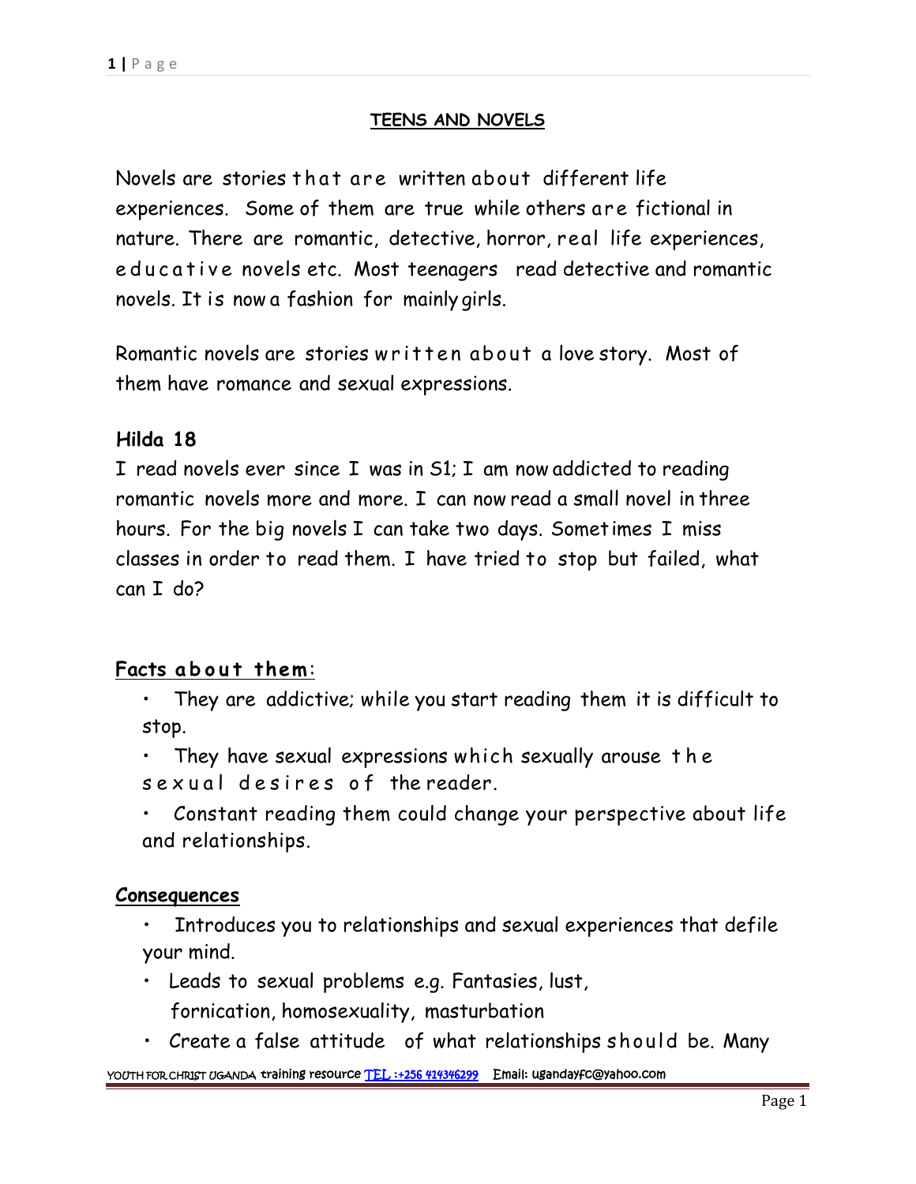## TEENS AND NOVELS

Novels are stories that are written about different life experiences. Some of them are true while others are fictional in nature. There are romantic, detective, horror, real life experiences, educative novels etc. Most teenagers read detective and romantic novels. It is now a fashion for mainly girls.

Romantic novels are stories written about a love story. Most of them have romance and sexual expressions.

### Hilda 18

I read novels ever since I was in S1; I am now addicted to reading romantic novels more and more. I can now read a small novel in three hours. For the big novels I can take two days. Sometimes I miss classes in order to read them. I have tried to stop but failed, what can I do?

### Facts about them:

- They are addictive; while you start reading them it is difficult to stop.
- They have sexual expressions which sexually arouse the sexual desires of the reader.
- Constant reading them could change your perspective about life and relationships.

### Consequences

- Introduces you to relationships and sexual experiences that defile your mind.
- Leads to sexual problems e.g. Fantasies, lust, fornication, homosexuality, masturbation
- Create a false attitude of what relationships should be. Many

YOUTH FOR CHRIST UGANDA training resource TEL :+256 414346299 Email: ugandayfc@yahoo.com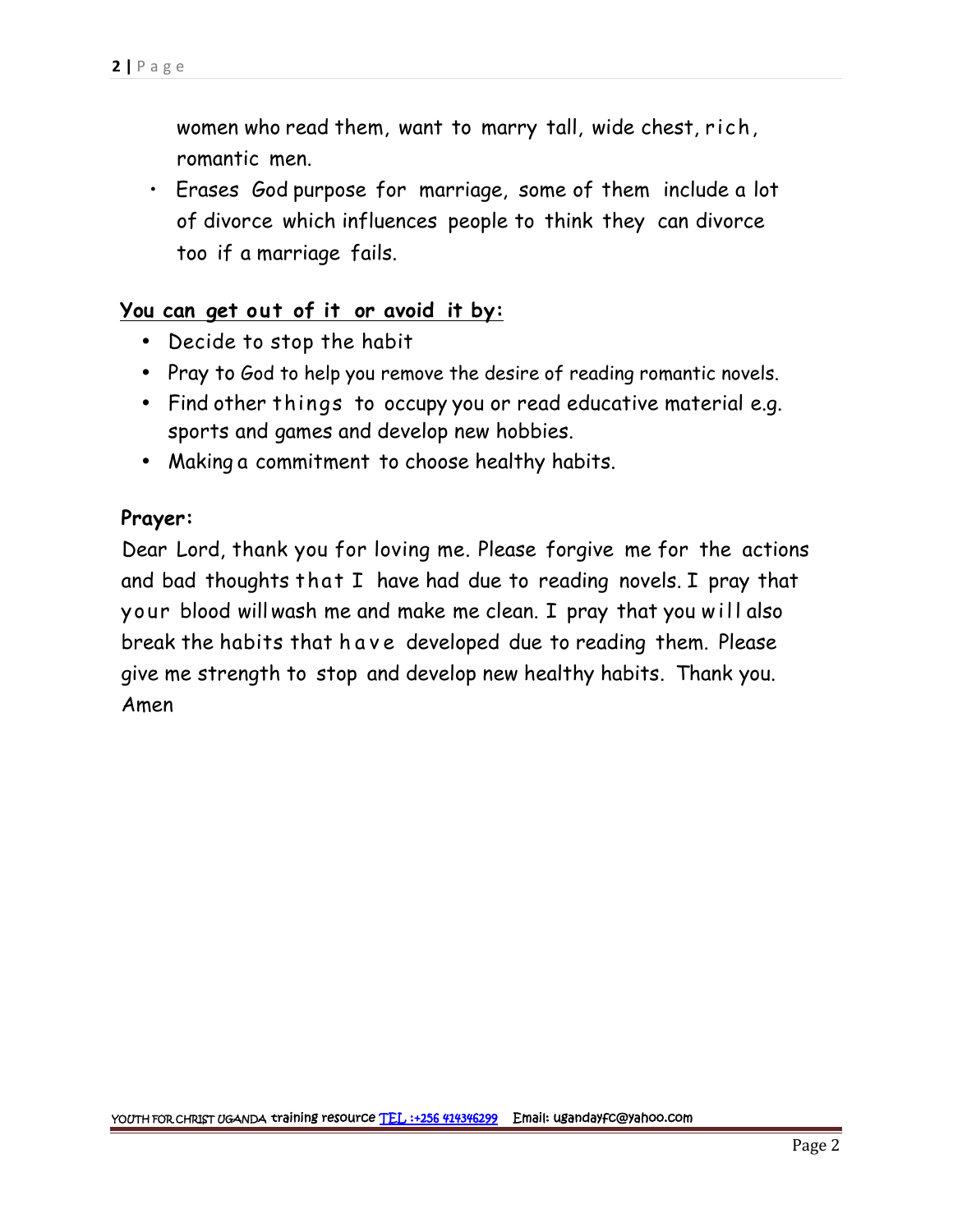women who read them, want to marry tall, wide chest, rich, romantic men.

- Erases God purpose for marriage, some of them include a lot of divorce which influences people to think they can divorce too if a marriage fails.

**You can get out of it or avoid it by:**

- Decide to stop the habit
- Pray to God to help you remove the desire of reading romantic novels.
- Find other things to occupy you or read educative material e.g. sports and games and develop new hobbies.
- Making a commitment to choose healthy habits.

**Prayer:**

Dear Lord, thank you for loving me. Please forgive me for the actions and bad thoughts that I have had due to reading novels. I pray that your blood will wash me and make me clean. I pray that you will also break the habits that have developed due to reading them. Please give me strength to stop and develop new healthy habits. Thank you. Amen